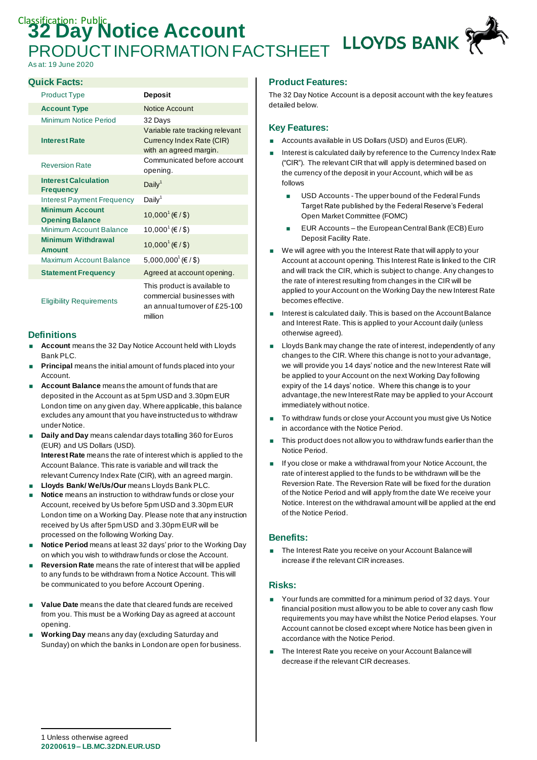Classification: Public

# 32 Day Notice Account

## PRODUCT INFORMATION FACTSHEET

LLOYDS BANK

As at: 19 June 2020

### Quick Facts:

| | |
|---|---|
| Product Type | **Deposit** |
| **Account Type** | Notice Account |
| Minimum Notice Period | 32 Days |
| **Interest Rate** | Variable rate tracking relevant Currency Index Rate (CIR) with an agreed margin. |
| Reversion Rate | Communicated before account opening. |
| **Interest Calculation Frequency** | Daily[1] |
| Interest Payment Frequency | Daily[1] |
| **Minimum Account Opening Balance** | 10,000[1] (€ / $) |
| Minimum Account Balance | 10,000[1] (€ / $) |
| **Minimum Withdrawal Amount** | 10,000[1] (€ / $) |
| Maximum Account Balance | 5,000,000[1] (€ / $) |
| **Statement Frequency** | Agreed at account opening. |
| Eligibility Requirements | This product is available to commercial businesses with an annual turnover of £25-100 million |

### Definitions

- **Account** means the 32 Day Notice Account held with Lloyds Bank PLC.
- **Principal** means the initial amount of funds placed into your Account.
- **Account Balance** means the amount of funds that are deposited in the Account as at 5pm USD and 3.30pm EUR London time on any given day. Where applicable, this balance excludes any amount that you have instructed us to withdraw under Notice.
- **Daily and Day** means calendar days totalling 360 for Euros (EUR) and US Dollars (USD).
  **Interest Rate** means the rate of interest which is applied to the Account Balance. This rate is variable and will track the relevant Currency Index Rate (CIR), with an agreed margin.
- **Lloyds Bank/ We/Us/Our** means Lloyds Bank PLC.
- **Notice** means an instruction to withdraw funds or close your Account, received by Us before 5pm USD and 3.30pm EUR London time on a Working Day. Please note that any instruction received by Us after 5pm USD and 3.30pm EUR will be processed on the following Working Day.
- **Notice Period** means at least 32 days' prior to the Working Day on which you wish to withdraw funds or close the Account.
- **Reversion Rate** means the rate of interest that will be applied to any funds to be withdrawn from a Notice Account. This will be communicated to you before Account Opening.
- **Value Date** means the date that cleared funds are received from you. This must be a Working Day as agreed at account opening.
- **Working Day** means any day (excluding Saturday and Sunday) on which the banks in London are open for business.

### Product Features:

The 32 Day Notice Account is a deposit account with the key features detailed below.

### Key Features:

- Accounts available in US Dollars (USD) and Euros (EUR).
- Interest is calculated daily by reference to the Currency Index Rate ("CIR"). The relevant CIR that will apply is determined based on the currency of the deposit in your Account, which will be as follows
  - USD Accounts - The upper bound of the Federal Funds Target Rate published by the Federal Reserve's Federal Open Market Committee (FOMC)
  - EUR Accounts – the European Central Bank (ECB) Euro Deposit Facility Rate.
- We will agree with you the Interest Rate that will apply to your Account at account opening. This Interest Rate is linked to the CIR and will track the CIR, which is subject to change. Any changes to the rate of interest resulting from changes in the CIR will be applied to your Account on the Working Day the new Interest Rate becomes effective.
- Interest is calculated daily. This is based on the Account Balance and Interest Rate. This is applied to your Account daily (unless otherwise agreed).
- Lloyds Bank may change the rate of interest, independently of any changes to the CIR. Where this change is not to your advantage, we will provide you 14 days' notice and the new Interest Rate will be applied to your Account on the next Working Day following expiry of the 14 days' notice. Where this change is to your advantage, the new Interest Rate may be applied to your Account immediately without notice.
- To withdraw funds or close your Account you must give Us Notice in accordance with the Notice Period.
- This product does not allow you to withdraw funds earlier than the Notice Period.
- If you close or make a withdrawal from your Notice Account, the rate of interest applied to the funds to be withdrawn will be the Reversion Rate. The Reversion Rate will be fixed for the duration of the Notice Period and will apply from the date We receive your Notice. Interest on the withdrawal amount will be applied at the end of the Notice Period.

### Benefits:

- The Interest Rate you receive on your Account Balance will increase if the relevant CIR increases.

### Risks:

- Your funds are committed for a minimum period of 32 days. Your financial position must allow you to be able to cover any cash flow requirements you may have whilst the Notice Period elapses. Your Account cannot be closed except where Notice has been given in accordance with the Notice Period.
- The Interest Rate you receive on your Account Balance will decrease if the relevant CIR decreases.

1 Unless otherwise agreed

**20200619 – LB.MC.32DN.EUR.USD**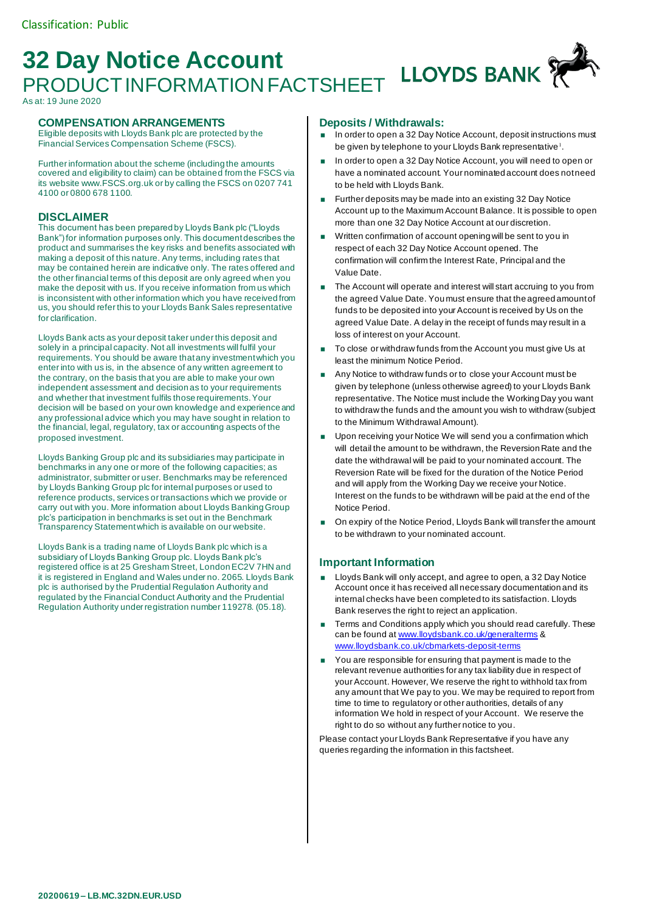Classification: Public

# 32 Day Notice Account

## PRODUCT INFORMATION FACTSHEET

As at: 19 June 2020

### COMPENSATION ARRANGEMENTS

Eligible deposits with Lloyds Bank plc are protected by the Financial Services Compensation Scheme (FSCS).

Further information about the scheme (including the amounts covered and eligibility to claim) can be obtained from the FSCS via its website www.FSCS.org.uk or by calling the FSCS on 0207 741 4100 or 0800 678 1100.

### DISCLAIMER

This document has been prepared by Lloyds Bank plc ("Lloyds Bank") for information purposes only. This document describes the product and summarises the key risks and benefits associated with making a deposit of this nature. Any terms, including rates that may be contained herein are indicative only. The rates offered and the other financial terms of this deposit are only agreed when you make the deposit with us. If you receive information from us which is inconsistent with other information which you have received from us, you should refer this to your Lloyds Bank Sales representative for clarification.

Lloyds Bank acts as your deposit taker under this deposit and solely in a principal capacity. Not all investments will fulfil your requirements. You should be aware that any investment which you enter into with us is, in the absence of any written agreement to the contrary, on the basis that you are able to make your own independent assessment and decision as to your requirements and whether that investment fulfils those requirements. Your decision will be based on your own knowledge and experience and any professional advice which you may have sought in relation to the financial, legal, regulatory, tax or accounting aspects of the proposed investment.

Lloyds Banking Group plc and its subsidiaries may participate in benchmarks in any one or more of the following capacities; as administrator, submitter or user. Benchmarks may be referenced by Lloyds Banking Group plc for internal purposes or used to reference products, services or transactions which we provide or carry out with you. More information about Lloyds Banking Group plc's participation in benchmarks is set out in the Benchmark Transparency Statement which is available on our website.

Lloyds Bank is a trading name of Lloyds Bank plc which is a subsidiary of Lloyds Banking Group plc. Lloyds Bank plc's registered office is at 25 Gresham Street, London EC2V 7HN and it is registered in England and Wales under no. 2065. Lloyds Bank plc is authorised by the Prudential Regulation Authority and regulated by the Financial Conduct Authority and the Prudential Regulation Authority under registration number 119278. (05.18).

### Deposits / Withdrawals:

- In order to open a 32 Day Notice Account, deposit instructions must be given by telephone to your Lloyds Bank representative[1].
- In order to open a 32 Day Notice Account, you will need to open or have a nominated account. Your nominated account does not need to be held with Lloyds Bank.
- Further deposits may be made into an existing 32 Day Notice Account up to the Maximum Account Balance. It is possible to open more than one 32 Day Notice Account at our discretion.
- Written confirmation of account opening will be sent to you in respect of each 32 Day Notice Account opened. The confirmation will confirm the Interest Rate, Principal and the Value Date.
- The Account will operate and interest will start accruing to you from the agreed Value Date. You must ensure that the agreed amount of funds to be deposited into your Account is received by Us on the agreed Value Date. A delay in the receipt of funds may result in a loss of interest on your Account.
- To close or withdraw funds from the Account you must give Us at least the minimum Notice Period.
- Any Notice to withdraw funds or to close your Account must be given by telephone (unless otherwise agreed) to your Lloyds Bank representative. The Notice must include the Working Day you want to withdraw the funds and the amount you wish to withdraw (subject to the Minimum Withdrawal Amount).
- Upon receiving your Notice We will send you a confirmation which will detail the amount to be withdrawn, the Reversion Rate and the date the withdrawal will be paid to your nominated account. The Reversion Rate will be fixed for the duration of the Notice Period and will apply from the Working Day we receive your Notice. Interest on the funds to be withdrawn will be paid at the end of the Notice Period.
- On expiry of the Notice Period, Lloyds Bank will transfer the amount to be withdrawn to your nominated account.

### Important Information

- Lloyds Bank will only accept, and agree to open, a 32 Day Notice Account once it has received all necessary documentation and its internal checks have been completed to its satisfaction. Lloyds Bank reserves the right to reject an application.
- Terms and Conditions apply which you should read carefully. These can be found at www.lloydsbank.co.uk/generalterms & www.lloydsbank.co.uk/cbmarkets-deposit-terms
- You are responsible for ensuring that payment is made to the relevant revenue authorities for any tax liability due in respect of your Account. However, We reserve the right to withhold tax from any amount that We pay to you. We may be required to report from time to time to regulatory or other authorities, details of any information We hold in respect of your Account. We reserve the right to do so without any further notice to you.

Please contact your Lloyds Bank Representative if you have any queries regarding the information in this factsheet.

20200619 – LB.MC.32DN.EUR.USD